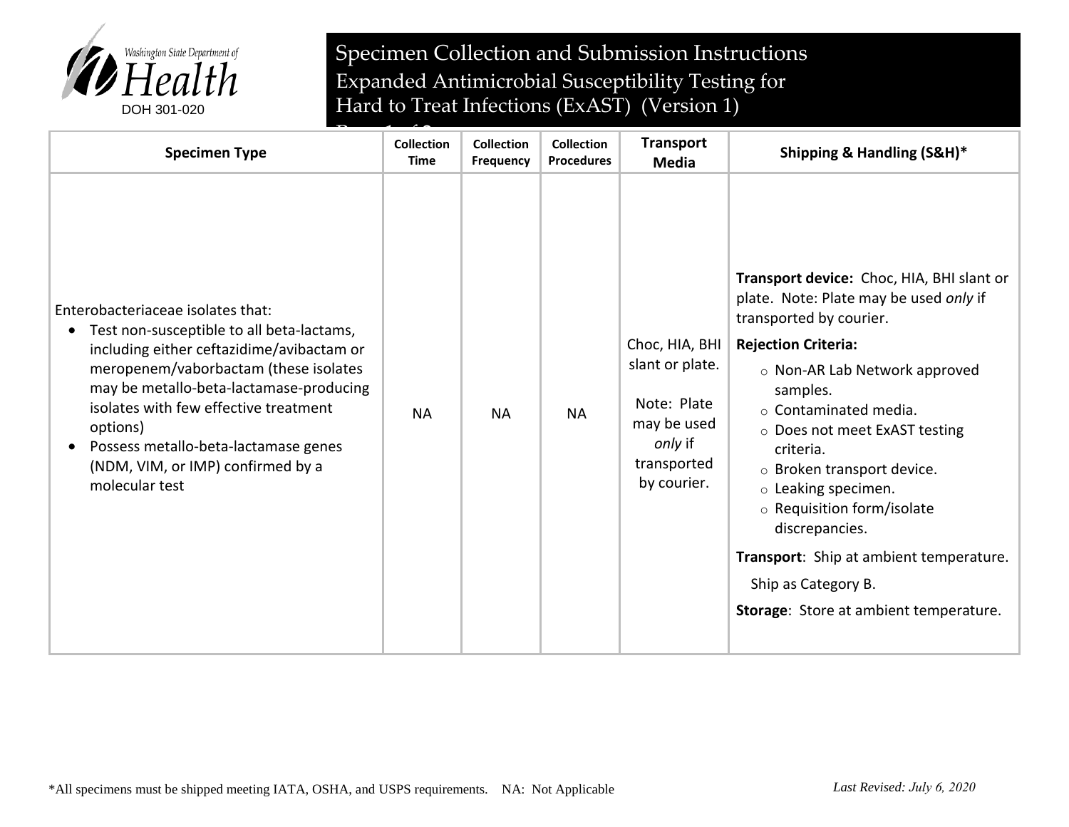Washington State Department of Health

DOH 301-020

# Specimen Collection and Submission Instructions

## Expanded Antimicrobial Susceptibility Testing for Hard to Treat Infections (ExAST) (Version 1)

| Specimen Type | Collection Time | Collection Frequency | Collection Procedures | Transport Media | Shipping & Handling (S&H)* |
|---|---|---|---|---|---|
| Enterobacteriaceae isolates that:<br>• Test non-susceptible to all beta-lactams, including either ceftazidime/avibactam or meropenem/vaborbactam (these isolates may be metallo-beta-lactamase-producing isolates with few effective treatment options)<br>• Possess metallo-beta-lactamase genes (NDM, VIM, or IMP) confirmed by a molecular test | NA | NA | NA | Choc, HIA, BHI slant or plate.<br><br>Note: Plate may be used *only* if transported by courier. | **Transport device:** Choc, HIA, BHI slant or plate. Note: Plate may be used *only* if transported by courier.<br>**Rejection Criteria:**<br>○ Non-AR Lab Network approved samples.<br>○ Contaminated media.<br>○ Does not meet ExAST testing criteria.<br>○ Broken transport device.<br>○ Leaking specimen.<br>○ Requisition form/isolate discrepancies.<br>**Transport**: Ship at ambient temperature.<br>Ship as Category B.<br>**Storage**: Store at ambient temperature. |

*All specimens must be shipped meeting IATA, OSHA, and USPS requirements. NA: Not Applicable

*Last Revised: July 6, 2020*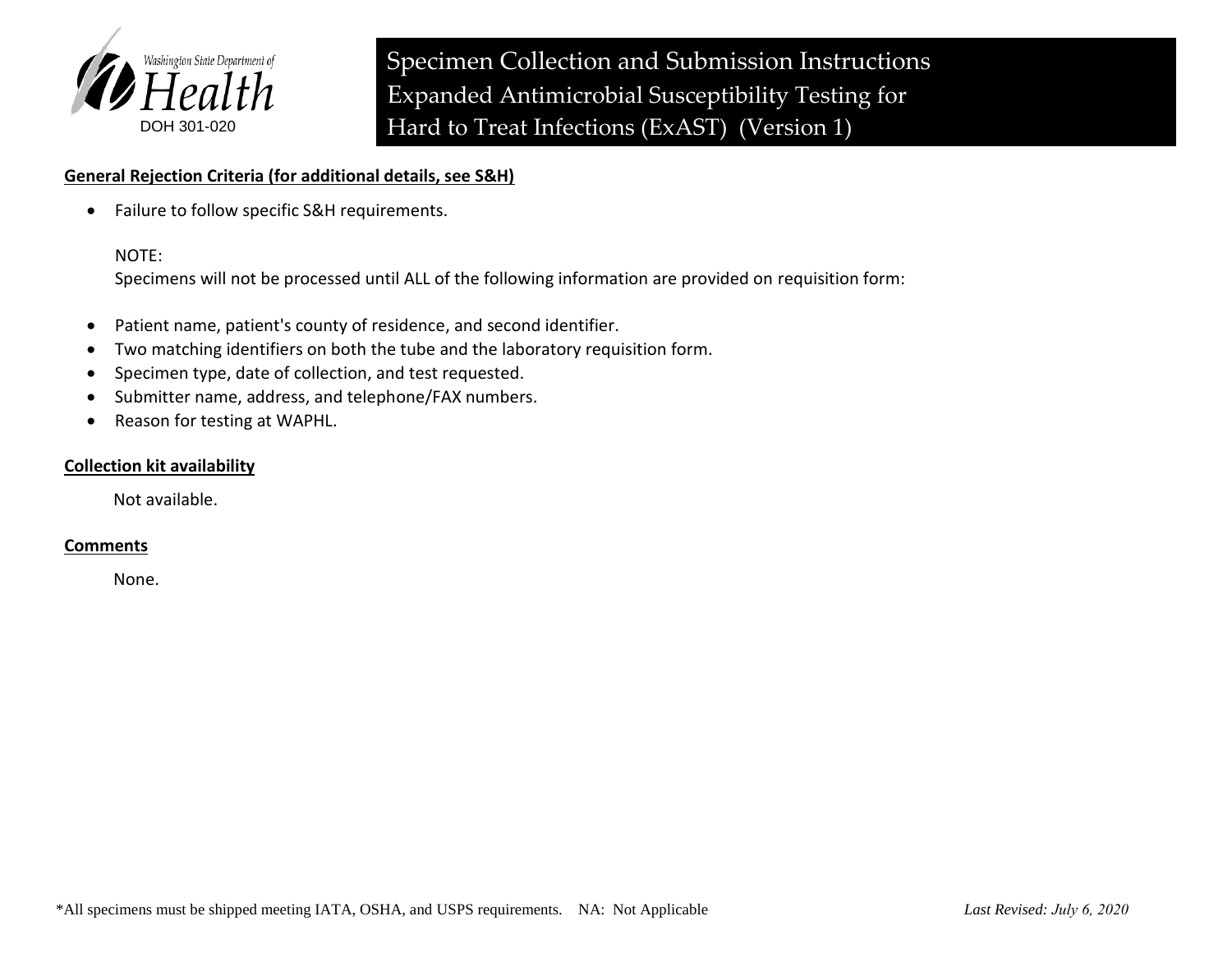**General Rejection Criteria (for additional details, see S&H)**

- Failure to follow specific S&H requirements.

NOTE:
Specimens will not be processed until ALL of the following information are provided on requisition form:

- Patient name, patient's county of residence, and second identifier.
- Two matching identifiers on both the tube and the laboratory requisition form.
- Specimen type, date of collection, and test requested.
- Submitter name, address, and telephone/FAX numbers.
- Reason for testing at WAPHL.

**Collection kit availability**

Not available.

**Comments**

None.

*All specimens must be shipped meeting IATA, OSHA, and USPS requirements. NA: Not Applicable

*Last Revised: July 6, 2020*